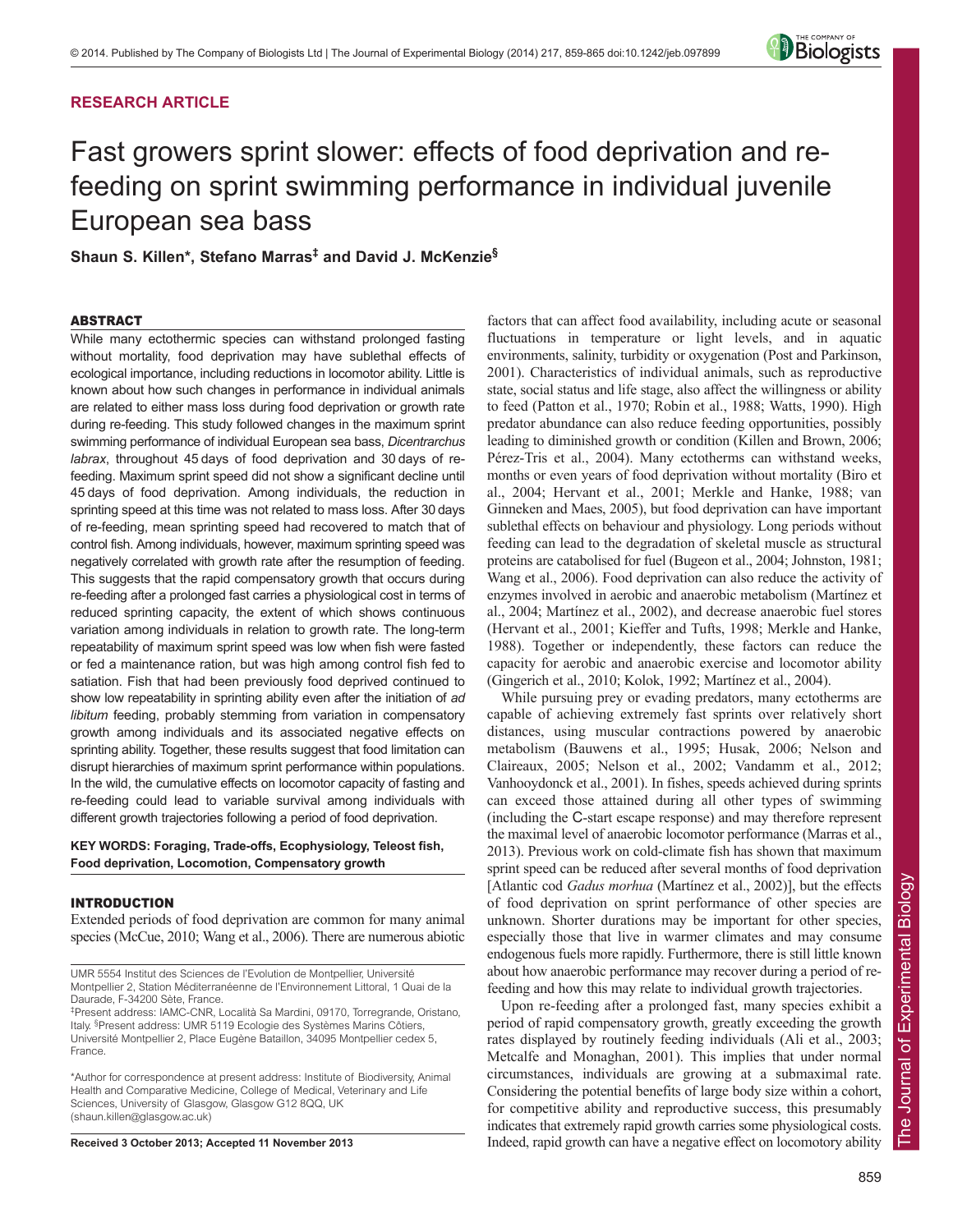RESEARCH ARTICLE

# Fast growers sprint slower: effects of food deprivation and re-feeding on sprint swimming performance in individual juvenile European sea bass

**Shaun S. Killen\*, Stefano Marras‡ and David J. McKenzie§**

## ABSTRACT

While many ectothermic species can withstand prolonged fasting without mortality, food deprivation may have sublethal effects of ecological importance, including reductions in locomotor ability. Little is known about how such changes in performance in individual animals are related to either mass loss during food deprivation or growth rate during re-feeding. This study followed changes in the maximum sprint swimming performance of individual European sea bass, *Dicentrarchus labrax*, throughout 45 days of food deprivation and 30 days of re-feeding. Maximum sprint speed did not show a significant decline until 45 days of food deprivation. Among individuals, the reduction in sprinting speed at this time was not related to mass loss. After 30 days of re-feeding, mean sprinting speed had recovered to match that of control fish. Among individuals, however, maximum sprinting speed was negatively correlated with growth rate after the resumption of feeding. This suggests that the rapid compensatory growth that occurs during re-feeding after a prolonged fast carries a physiological cost in terms of reduced sprinting capacity, the extent of which shows continuous variation among individuals in relation to growth rate. The long-term repeatability of maximum sprint speed was low when fish were fasted or fed a maintenance ration, but was high among control fish fed to satiation. Fish that had been previously food deprived continued to show low repeatability in sprinting ability even after the initiation of *ad libitum* feeding, probably stemming from variation in compensatory growth among individuals and its associated negative effects on sprinting ability. Together, these results suggest that food limitation can disrupt hierarchies of maximum sprint performance within populations. In the wild, the cumulative effects on locomotor capacity of fasting and re-feeding could lead to variable survival among individuals with different growth trajectories following a period of food deprivation.

**KEY WORDS: Foraging, Trade-offs, Ecophysiology, Teleost fish, Food deprivation, Locomotion, Compensatory growth**

## INTRODUCTION

Extended periods of food deprivation are common for many animal species (McCue, 2010; Wang et al., 2006). There are numerous abiotic factors that can affect food availability, including acute or seasonal fluctuations in temperature or light levels, and in aquatic environments, salinity, turbidity or oxygenation (Post and Parkinson, 2001). Characteristics of individual animals, such as reproductive state, social status and life stage, also affect the willingness or ability to feed (Patton et al., 1970; Robin et al., 1988; Watts, 1990). High predator abundance can also reduce feeding opportunities, possibly leading to diminished growth or condition (Killen and Brown, 2006; Pérez-Tris et al., 2004). Many ectotherms can withstand weeks, months or even years of food deprivation without mortality (Biro et al., 2004; Hervant et al., 2001; Merkle and Hanke, 1988; van Ginneken and Maes, 2005), but food deprivation can have important sublethal effects on behaviour and physiology. Long periods without feeding can lead to the degradation of skeletal muscle as structural proteins are catabolised for fuel (Bugeon et al., 2004; Johnston, 1981; Wang et al., 2006). Food deprivation can also reduce the activity of enzymes involved in aerobic and anaerobic metabolism (Martínez et al., 2004; Martínez et al., 2002), and decrease anaerobic fuel stores (Hervant et al., 2001; Kieffer and Tufts, 1998; Merkle and Hanke, 1988). Together or independently, these factors can reduce the capacity for aerobic and anaerobic exercise and locomotor ability (Gingerich et al., 2010; Kolok, 1992; Martínez et al., 2004).

While pursuing prey or evading predators, many ectotherms are capable of achieving extremely fast sprints over relatively short distances, using muscular contractions powered by anaerobic metabolism (Bauwens et al., 1995; Husak, 2006; Nelson and Claireaux, 2005; Nelson et al., 2002; Vandamm et al., 2012; Vanhooydonck et al., 2001). In fishes, speeds achieved during sprints can exceed those attained during all other types of swimming (including the C-start escape response) and may therefore represent the maximal level of anaerobic locomotor performance (Marras et al., 2013). Previous work on cold-climate fish has shown that maximum sprint speed can be reduced after several months of food deprivation [Atlantic cod *Gadus morhua* (Martínez et al., 2002)], but the effects of food deprivation on sprint performance of other species are unknown. Shorter durations may be important for other species, especially those that live in warmer climates and may consume endogenous fuels more rapidly. Furthermore, there is still little known about how anaerobic performance may recover during a period of re-feeding and how this may relate to individual growth trajectories.

Upon re-feeding after a prolonged fast, many species exhibit a period of rapid compensatory growth, greatly exceeding the growth rates displayed by routinely feeding individuals (Ali et al., 2003; Metcalfe and Monaghan, 2001). This implies that under normal circumstances, individuals are growing at a submaximal rate. Considering the potential benefits of large body size within a cohort, for competitive ability and reproductive success, this presumably indicates that extremely rapid growth carries some physiological costs. Indeed, rapid growth can have a negative effect on locomotory ability

UMR 5554 Institut des Sciences de l'Evolution de Montpellier, Université Montpellier 2, Station Méditerranéenne de l'Environnement Littoral, 1 Quai de la Daurade, F-34200 Sète, France.
‡Present address: IAMC-CNR, Località Sa Mardini, 09170, Torregrande, Oristano, Italy. §Present address: UMR 5119 Ecologie des Systèmes Marins Côtiers, Université Montpellier 2, Place Eugène Bataillon, 34095 Montpellier cedex 5, France.

\*Author for correspondence at present address: Institute of Biodiversity, Animal Health and Comparative Medicine, College of Medical, Veterinary and Life Sciences, University of Glasgow, Glasgow G12 8QQ, UK (shaun.killen@glasgow.ac.uk)

**Received 3 October 2013; Accepted 11 November 2013**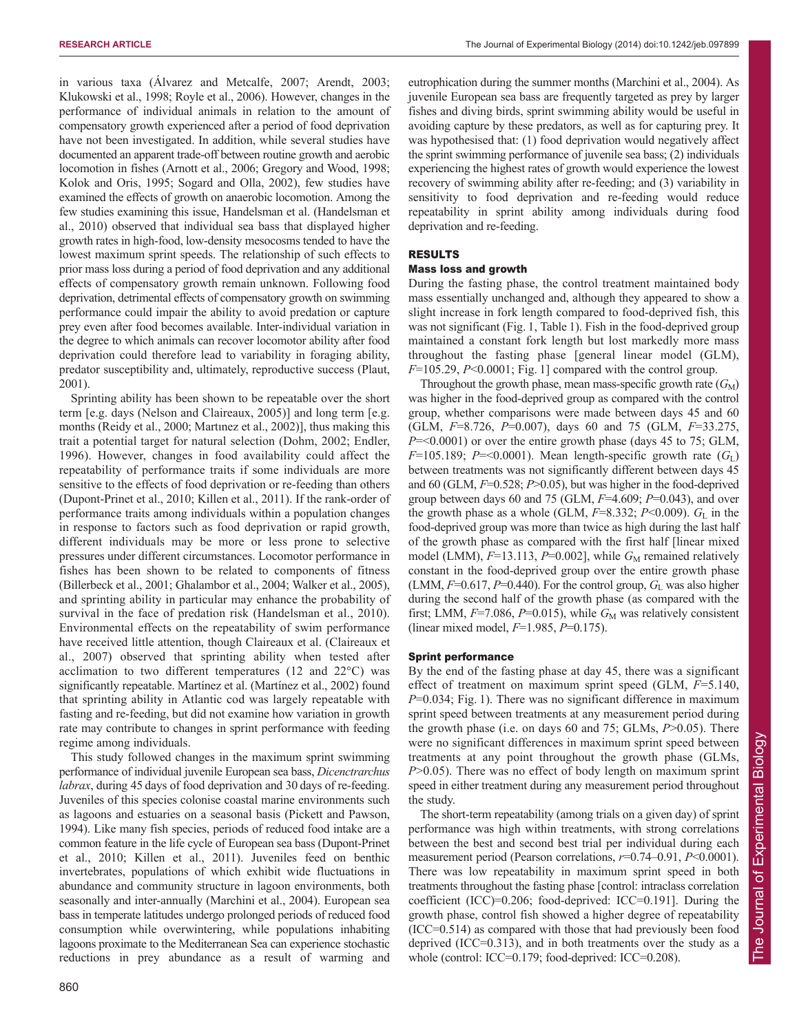in various taxa (Álvarez and Metcalfe, 2007; Arendt, 2003; Klukowski et al., 1998; Royle et al., 2006). However, changes in the performance of individual animals in relation to the amount of compensatory growth experienced after a period of food deprivation have not been investigated. In addition, while several studies have documented an apparent trade-off between routine growth and aerobic locomotion in fishes (Arnott et al., 2006; Gregory and Wood, 1998; Kolok and Oris, 1995; Sogard and Olla, 2002), few studies have examined the effects of growth on anaerobic locomotion. Among the few studies examining this issue, Handelsman et al. (Handelsman et al., 2010) observed that individual sea bass that displayed higher growth rates in high-food, low-density mesocosms tended to have the lowest maximum sprint speeds. The relationship of such effects to prior mass loss during a period of food deprivation and any additional effects of compensatory growth remain unknown. Following food deprivation, detrimental effects of compensatory growth on swimming performance could impair the ability to avoid predation or capture prey even after food becomes available. Inter-individual variation in the degree to which animals can recover locomotor ability after food deprivation could therefore lead to variability in foraging ability, predator susceptibility and, ultimately, reproductive success (Plaut, 2001).

Sprinting ability has been shown to be repeatable over the short term [e.g. days (Nelson and Claireaux, 2005)] and long term [e.g. months (Reidy et al., 2000; Martınez et al., 2002)], thus making this trait a potential target for natural selection (Dohm, 2002; Endler, 1996). However, changes in food availability could affect the repeatability of performance traits if some individuals are more sensitive to the effects of food deprivation or re-feeding than others (Dupont-Prinet et al., 2010; Killen et al., 2011). If the rank-order of performance traits among individuals within a population changes in response to factors such as food deprivation or rapid growth, different individuals may be more or less prone to selective pressures under different circumstances. Locomotor performance in fishes has been shown to be related to components of fitness (Billerbeck et al., 2001; Ghalambor et al., 2004; Walker et al., 2005), and sprinting ability in particular may enhance the probability of survival in the face of predation risk (Handelsman et al., 2010). Environmental effects on the repeatability of swim performance have received little attention, though Claireaux et al. (Claireaux et al., 2007) observed that sprinting ability when tested after acclimation to two different temperatures (12 and 22°C) was significantly repeatable. Martínez et al. (Martínez et al., 2002) found that sprinting ability in Atlantic cod was largely repeatable with fasting and re-feeding, but did not examine how variation in growth rate may contribute to changes in sprint performance with feeding regime among individuals.

This study followed changes in the maximum sprint swimming performance of individual juvenile European sea bass, *Dicentrarchus labrax*, during 45 days of food deprivation and 30 days of re-feeding. Juveniles of this species colonise coastal marine environments such as lagoons and estuaries on a seasonal basis (Pickett and Pawson, 1994). Like many fish species, periods of reduced food intake are a common feature in the life cycle of European sea bass (Dupont-Prinet et al., 2010; Killen et al., 2011). Juveniles feed on benthic invertebrates, populations of which exhibit wide fluctuations in abundance and community structure in lagoon environments, both seasonally and inter-annually (Marchini et al., 2004). European sea bass in temperate latitudes undergo prolonged periods of reduced food consumption while overwintering, while populations inhabiting lagoons proximate to the Mediterranean Sea can experience stochastic reductions in prey abundance as a result of warming and eutrophication during the summer months (Marchini et al., 2004). As juvenile European sea bass are frequently targeted as prey by larger fishes and diving birds, sprint swimming ability would be useful in avoiding capture by these predators, as well as for capturing prey. It was hypothesised that: (1) food deprivation would negatively affect the sprint swimming performance of juvenile sea bass; (2) individuals experiencing the highest rates of growth would experience the lowest recovery of swimming ability after re-feeding; and (3) variability in sensitivity to food deprivation and re-feeding would reduce repeatability in sprint ability among individuals during food deprivation and re-feeding.

## RESULTS

### Mass loss and growth

During the fasting phase, the control treatment maintained body mass essentially unchanged and, although they appeared to show a slight increase in fork length compared to food-deprived fish, this was not significant (Fig. 1, Table 1). Fish in the food-deprived group maintained a constant fork length but lost markedly more mass throughout the fasting phase [general linear model (GLM), $F$=105.29, $P$<0.0001; Fig. 1] compared with the control group.

Throughout the growth phase, mean mass-specific growth rate ($G_M$) was higher in the food-deprived group as compared with the control group, whether comparisons were made between days 45 and 60 (GLM, $F$=8.726, $P$=0.007), days 60 and 75 (GLM, $F$=33.275, $P$=<0.0001) or over the entire growth phase (days 45 to 75; GLM, $F$=105.189; $P$=<0.0001). Mean length-specific growth rate ($G_L$) between treatments was not significantly different between days 45 and 60 (GLM, $F$=0.528; $P$>0.05), but was higher in the food-deprived group between days 60 and 75 (GLM, $F$=4.609; $P$=0.043), and over the growth phase as a whole (GLM, $F$=8.332; $P$<0.009). $G_L$ in the food-deprived group was more than twice as high during the last half of the growth phase as compared with the first half [linear mixed model (LMM), $F$=13.113, $P$=0.002], while $G_M$ remained relatively constant in the food-deprived group over the entire growth phase (LMM, $F$=0.617, $P$=0.440). For the control group, $G_L$ was also higher during the second half of the growth phase (as compared with the first; LMM, $F$=7.086, $P$=0.015), while $G_M$ was relatively consistent (linear mixed model, $F$=1.985, $P$=0.175).

### Sprint performance

By the end of the fasting phase at day 45, there was a significant effect of treatment on maximum sprint speed (GLM, $F$=5.140, $P$=0.034; Fig. 1). There was no significant difference in maximum sprint speed between treatments at any measurement period during the growth phase (i.e. on days 60 and 75; GLMs, $P$>0.05). There were no significant differences in maximum sprint speed between treatments at any point throughout the growth phase (GLMs, $P$>0.05). There was no effect of body length on maximum sprint speed in either treatment during any measurement period throughout the study.

The short-term repeatability (among trials on a given day) of sprint performance was high within treatments, with strong correlations between the best and second best trial per individual during each measurement period (Pearson correlations, $r$=0.74–0.91, $P$<0.0001). There was low repeatability in maximum sprint speed in both treatments throughout the fasting phase [control: intraclass correlation coefficient (ICC)=0.206; food-deprived: ICC=0.191]. During the growth phase, control fish showed a higher degree of repeatability (ICC=0.514) as compared with those that had previously been food deprived (ICC=0.313), and in both treatments over the study as a whole (control: ICC=0.179; food-deprived: ICC=0.208).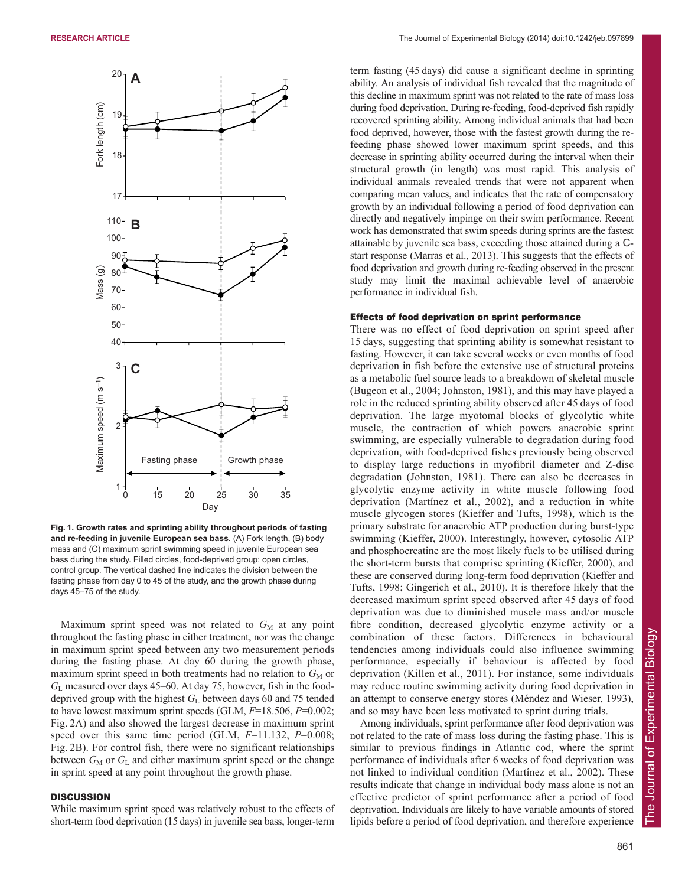Fig. 1. Growth rates and sprinting ability throughout periods of fasting and re-feeding in juvenile European sea bass. (A) Fork length, (B) body mass and (C) maximum sprint swimming speed in juvenile European sea bass during the study. Filled circles, food-deprived group; open circles, control group. The vertical dashed line indicates the division between the fasting phase from day 0 to 45 of the study, and the growth phase during days 45–75 of the study.

Maximum sprint speed was not related to $G_M$ at any point throughout the fasting phase in either treatment, nor was the change in maximum sprint speed between any two measurement periods during the fasting phase. At day 60 during the growth phase, maximum sprint speed in both treatments had no relation to $G_M$ or $G_L$ measured over days 45–60. At day 75, however, fish in the food-deprived group with the highest $G_L$ between days 60 and 75 tended to have lowest maximum sprint speeds (GLM, $F$=18.506, $P$=0.002; Fig. 2A) and also showed the largest decrease in maximum sprint speed over this same time period (GLM, $F$=11.132, $P$=0.008; Fig. 2B). For control fish, there were no significant relationships between $G_M$ or $G_L$ and either maximum sprint speed or the change in sprint speed at any point throughout the growth phase.

## DISCUSSION

While maximum sprint speed was relatively robust to the effects of short-term food deprivation (15 days) in juvenile sea bass, longer-term fasting (45 days) did cause a significant decline in sprinting ability. An analysis of individual fish revealed that the magnitude of this decline in maximum sprint was not related to the rate of mass loss during food deprivation. During re-feeding, food-deprived fish rapidly recovered sprinting ability. Among individual animals that had been food deprived, however, those with the fastest growth during the re-feeding phase showed lower maximum sprint speeds, and this decrease in sprinting ability occurred during the interval when their structural growth (in length) was most rapid. This analysis of individual animals revealed trends that were not apparent when comparing mean values, and indicates that the rate of compensatory growth by an individual following a period of food deprivation can directly and negatively impinge on their swim performance. Recent work has demonstrated that swim speeds during sprints are the fastest attainable by juvenile sea bass, exceeding those attained during a C-start response (Marras et al., 2013). This suggests that the effects of food deprivation and growth during re-feeding observed in the present study may limit the maximal achievable level of anaerobic performance in individual fish.

### Effects of food deprivation on sprint performance

There was no effect of food deprivation on sprint speed after 15 days, suggesting that sprinting ability is somewhat resistant to fasting. However, it can take several weeks or even months of food deprivation in fish before the extensive use of structural proteins as a metabolic fuel source leads to a breakdown of skeletal muscle (Bugeon et al., 2004; Johnston, 1981), and this may have played a role in the reduced sprinting ability observed after 45 days of food deprivation. The large myotomal blocks of glycolytic white muscle, the contraction of which powers anaerobic sprint swimming, are especially vulnerable to degradation during food deprivation, with food-deprived fishes previously being observed to display large reductions in myofibril diameter and Z-disc degradation (Johnston, 1981). There can also be decreases in glycolytic enzyme activity in white muscle following food deprivation (Martínez et al., 2002), and a reduction in white muscle glycogen stores (Kieffer and Tufts, 1998), which is the primary substrate for anaerobic ATP production during burst-type swimming (Kieffer, 2000). Interestingly, however, cytosolic ATP and phosphocreatine are the most likely fuels to be utilised during the short-term bursts that comprise sprinting (Kieffer, 2000), and these are conserved during long-term food deprivation (Kieffer and Tufts, 1998; Gingerich et al., 2010). It is therefore likely that the decreased maximum sprint speed observed after 45 days of food deprivation was due to diminished muscle mass and/or muscle fibre condition, decreased glycolytic enzyme activity or a combination of these factors. Differences in behavioural tendencies among individuals could also influence swimming performance, especially if behaviour is affected by food deprivation (Killen et al., 2011). For instance, some individuals may reduce routine swimming activity during food deprivation in an attempt to conserve energy stores (Méndez and Wieser, 1993), and so may have been less motivated to sprint during trials.

Among individuals, sprint performance after food deprivation was not related to the rate of mass loss during the fasting phase. This is similar to previous findings in Atlantic cod, where the sprint performance of individuals after 6 weeks of food deprivation was not linked to individual condition (Martínez et al., 2002). These results indicate that change in individual body mass alone is not an effective predictor of sprint performance after a period of food deprivation. Individuals are likely to have variable amounts of stored lipids before a period of food deprivation, and therefore experience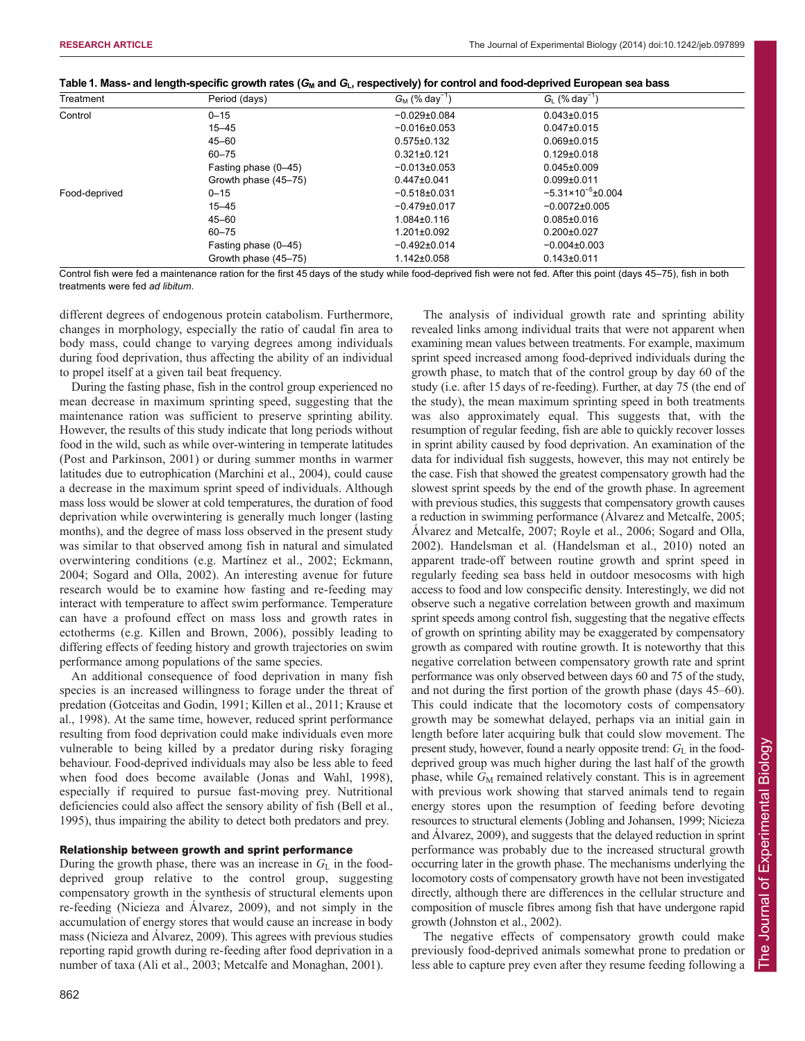**Table 1. Mass- and length-specific growth rates ($G_M$ and $G_L$, respectively) for control and food-deprived European sea bass**

| Treatment | Period (days) | $G_M$ (% day$^{-1}$) | $G_L$ (% day$^{-1}$) |
|---|---|---|---|
| Control | 0–15 | −0.029±0.084 | 0.043±0.015 |
| | 15–45 | −0.016±0.053 | 0.047±0.015 |
| | 45–60 | 0.575±0.132 | 0.069±0.015 |
| | 60–75 | 0.321±0.121 | 0.129±0.018 |
| | Fasting phase (0–45) | −0.013±0.053 | 0.045±0.009 |
| | Growth phase (45–75) | 0.447±0.041 | 0.099±0.011 |
| Food-deprived | 0–15 | −0.518±0.031 | $-5.31\times10^{-5}$±0.004 |
| | 15–45 | −0.479±0.017 | −0.0072±0.005 |
| | 45–60 | 1.084±0.116 | 0.085±0.016 |
| | 60–75 | 1.201±0.092 | 0.200±0.027 |
| | Fasting phase (0–45) | −0.492±0.014 | −0.004±0.003 |
| | Growth phase (45–75) | 1.142±0.058 | 0.143±0.011 |

Control fish were fed a maintenance ration for the first 45 days of the study while food-deprived fish were not fed. After this point (days 45–75), fish in both treatments were fed *ad libitum*.

different degrees of endogenous protein catabolism. Furthermore, changes in morphology, especially the ratio of caudal fin area to body mass, could change to varying degrees among individuals during food deprivation, thus affecting the ability of an individual to propel itself at a given tail beat frequency.

During the fasting phase, fish in the control group experienced no mean decrease in maximum sprinting speed, suggesting that the maintenance ration was sufficient to preserve sprinting ability. However, the results of this study indicate that long periods without food in the wild, such as while over-wintering in temperate latitudes (Post and Parkinson, 2001) or during summer months in warmer latitudes due to eutrophication (Marchini et al., 2004), could cause a decrease in the maximum sprint speed of individuals. Although mass loss would be slower at cold temperatures, the duration of food deprivation while overwintering is generally much longer (lasting months), and the degree of mass loss observed in the present study was similar to that observed among fish in natural and simulated overwintering conditions (e.g. Martínez et al., 2002; Eckmann, 2004; Sogard and Olla, 2002). An interesting avenue for future research would be to examine how fasting and re-feeding may interact with temperature to affect swim performance. Temperature can have a profound effect on mass loss and growth rates in ectotherms (e.g. Killen and Brown, 2006), possibly leading to differing effects of feeding history and growth trajectories on swim performance among populations of the same species.

An additional consequence of food deprivation in many fish species is an increased willingness to forage under the threat of predation (Gotceitas and Godin, 1991; Killen et al., 2011; Krause et al., 1998). At the same time, however, reduced sprint performance resulting from food deprivation could make individuals even more vulnerable to being killed by a predator during risky foraging behaviour. Food-deprived individuals may also be less able to feed when food does become available (Jonas and Wahl, 1998), especially if required to pursue fast-moving prey. Nutritional deficiencies could also affect the sensory ability of fish (Bell et al., 1995), thus impairing the ability to detect both predators and prey.

### Relationship between growth and sprint performance

During the growth phase, there was an increase in $G_L$ in the food-deprived group relative to the control group, suggesting compensatory growth in the synthesis of structural elements upon re-feeding (Nicieza and Álvarez, 2009), and not simply in the accumulation of energy stores that would cause an increase in body mass (Nicieza and Álvarez, 2009). This agrees with previous studies reporting rapid growth during re-feeding after food deprivation in a number of taxa (Ali et al., 2003; Metcalfe and Monaghan, 2001).

The analysis of individual growth rate and sprinting ability revealed links among individual traits that were not apparent when examining mean values between treatments. For example, maximum sprint speed increased among food-deprived individuals during the growth phase, to match that of the control group by day 60 of the study (i.e. after 15 days of re-feeding). Further, at day 75 (the end of the study), the mean maximum sprinting speed in both treatments was also approximately equal. This suggests that, with the resumption of regular feeding, fish are able to quickly recover losses in sprint ability caused by food deprivation. An examination of the data for individual fish suggests, however, this may not entirely be the case. Fish that showed the greatest compensatory growth had the slowest sprint speeds by the end of the growth phase. In agreement with previous studies, this suggests that compensatory growth causes a reduction in swimming performance (Álvarez and Metcalfe, 2005; Álvarez and Metcalfe, 2007; Royle et al., 2006; Sogard and Olla, 2002). Handelsman et al. (Handelsman et al., 2010) noted an apparent trade-off between routine growth and sprint speed in regularly feeding sea bass held in outdoor mesocosms with high access to food and low conspecific density. Interestingly, we did not observe such a negative correlation between growth and maximum sprint speeds among control fish, suggesting that the negative effects of growth on sprinting ability may be exaggerated by compensatory growth as compared with routine growth. It is noteworthy that this negative correlation between compensatory growth rate and sprint performance was only observed between days 60 and 75 of the study, and not during the first portion of the growth phase (days 45–60). This could indicate that the locomotory costs of compensatory growth may be somewhat delayed, perhaps via an initial gain in length before later acquiring bulk that could slow movement. The present study, however, found a nearly opposite trend: $G_L$ in the food-deprived group was much higher during the last half of the growth phase, while $G_M$ remained relatively constant. This is in agreement with previous work showing that starved animals tend to regain energy stores upon the resumption of feeding before devoting resources to structural elements (Jobling and Johansen, 1999; Nicieza and Álvarez, 2009), and suggests that the delayed reduction in sprint performance was probably due to the increased structural growth occurring later in the growth phase. The mechanisms underlying the locomotory costs of compensatory growth have not been investigated directly, although there are differences in the cellular structure and composition of muscle fibres among fish that have undergone rapid growth (Johnston et al., 2002).

The negative effects of compensatory growth could make previously food-deprived animals somewhat prone to predation or less able to capture prey even after they resume feeding following a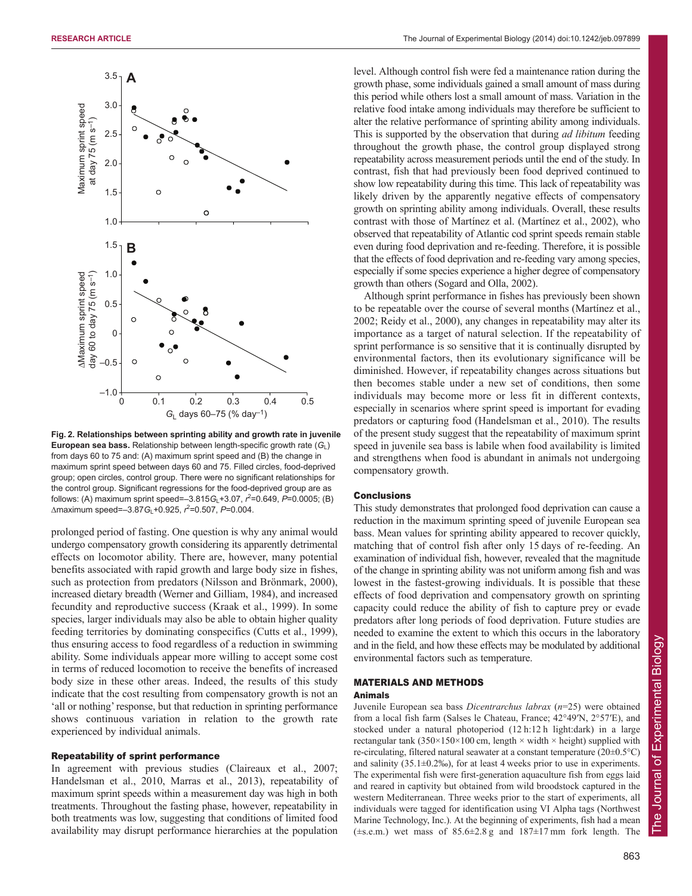A

3.5
3.0
2.5
2.0
1.5
1.0

Maximum sprint speed at day 75 (m s$^{-1}$)

B

1.5
1.0
0.5
0
−0.5
−1.0

ΔMaximum sprint speed day 60 to day 75 (m s$^{-1}$)

0
0.1
0.2
0.3
0.4
0.5

$G_L$ days 60–75 (% day$^{-1}$)

**Fig. 2. Relationships between sprinting ability and growth rate in juvenile European sea bass.** Relationship between length-specific growth rate ($G_L$) from days 60 to 75 and: (A) maximum sprint speed and (B) the change in maximum sprint speed between days 60 and 75. Filled circles, food-deprived group; open circles, control group. There were no significant relationships for the control group. Significant regressions for the food-deprived group are as follows: (A) maximum sprint speed=–3.815$G_L$+3.07, $r^2$=0.649, $P$=0.0005; (B) Δmaximum speed=–3.87$G_L$+0.925, $r^2$=0.507, $P$=0.004.

prolonged period of fasting. One question is why any animal would undergo compensatory growth considering its apparently detrimental effects on locomotor ability. There are, however, many potential benefits associated with rapid growth and large body size in fishes, such as protection from predators (Nilsson and Brönmark, 2000), increased dietary breadth (Werner and Gilliam, 1984), and increased fecundity and reproductive success (Kraak et al., 1999). In some species, larger individuals may be able to obtain higher quality feeding territories by dominating conspecifics (Cutts et al., 1999), thus ensuring access to food regardless of a reduction in swimming ability. Some individuals appear more willing to accept some cost in terms of reduced locomotion to receive the benefits of increased body size in these other areas. Indeed, the results of this study indicate that the cost resulting from compensatory growth is not an 'all or nothing' response, but that reduction in sprinting performance shows continuous variation in relation to the growth rate experienced by individual animals.

### Repeatability of sprint performance

In agreement with previous studies (Claireaux et al., 2007; Handelsman et al., 2010, Marras et al., 2013), repeatability of maximum sprint speeds within a measurement day was high in both treatments. Throughout the fasting phase, however, repeatability in both treatments was low, suggesting that conditions of limited food availability may disrupt performance hierarchies at the population level. Although control fish were fed a maintenance ration during the growth phase, some individuals gained a small amount of mass during this period while others lost a small amount of mass. Variation in the relative food intake among individuals may therefore be sufficient to alter the relative performance of sprinting ability among individuals. This is supported by the observation that during *ad libitum* feeding throughout the growth phase, the control group displayed strong repeatability across measurement periods until the end of the study. In contrast, fish that had previously been food deprived continued to show low repeatability during this time. This lack of repeatability was likely driven by the apparently negative effects of compensatory growth on sprinting ability among individuals. Overall, these results contrast with those of Martínez et al. (Martínez et al., 2002), who observed that repeatability of Atlantic cod sprint speeds remain stable even during food deprivation and re-feeding. Therefore, it is possible that the effects of food deprivation and re-feeding vary among species, especially if some species experience a higher degree of compensatory growth than others (Sogard and Olla, 2002).

Although sprint performance in fishes has previously been shown to be repeatable over the course of several months (Martínez et al., 2002; Reidy et al., 2000), any changes in repeatability may alter its importance as a target of natural selection. If the repeatability of sprint performance is so sensitive that it is continually disrupted by environmental factors, then its evolutionary significance will be diminished. However, if repeatability changes across situations but then becomes stable under a new set of conditions, then some individuals may become more or less fit in different contexts, especially in scenarios where sprint speed is important for evading predators or capturing food (Handelsman et al., 2010). The results of the present study suggest that the repeatability of maximum sprint speed in juvenile sea bass is labile when food availability is limited and strengthens when food is abundant in animals not undergoing compensatory growth.

## Conclusions

This study demonstrates that prolonged food deprivation can cause a reduction in the maximum sprinting speed of juvenile European sea bass. Mean values for sprinting ability appeared to recover quickly, matching that of control fish after only 15 days of re-feeding. An examination of individual fish, however, revealed that the magnitude of the change in sprinting ability was not uniform among fish and was lowest in the fastest-growing individuals. It is possible that these effects of food deprivation and compensatory growth on sprinting capacity could reduce the ability of fish to capture prey or evade predators after long periods of food deprivation. Future studies are needed to examine the extent to which this occurs in the laboratory and in the field, and how these effects may be modulated by additional environmental factors such as temperature.

## MATERIALS AND METHODS

### Animals

Juvenile European sea bass *Dicentrarchus labrax* ($n$=25) were obtained from a local fish farm (Salses le Chateau, France; 42°49′N, 2°57′E), and stocked under a natural photoperiod (12 h:12 h light:dark) in a large rectangular tank (350×150×100 cm, length × width × height) supplied with re-circulating, filtered natural seawater at a constant temperature (20±0.5°C) and salinity (35.1±0.2‰), for at least 4 weeks prior to use in experiments. The experimental fish were first-generation aquaculture fish from eggs laid and reared in captivity but obtained from wild broodstock captured in the western Mediterranean. Three weeks prior to the start of experiments, all individuals were tagged for identification using VI Alpha tags (Northwest Marine Technology, Inc.). At the beginning of experiments, fish had a mean (±s.e.m.) wet mass of 85.6±2.8 g and 187±17 mm fork length. The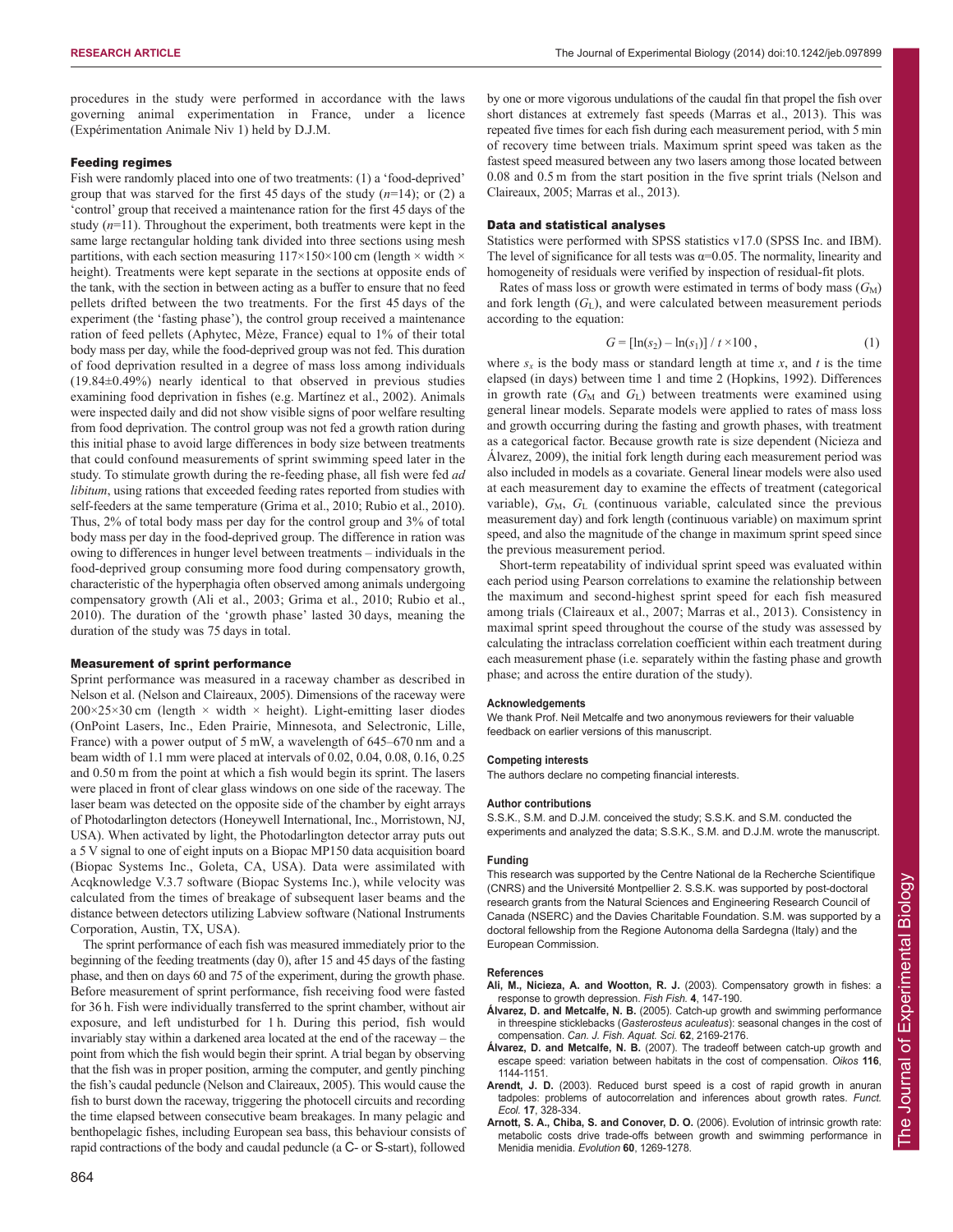procedures in the study were performed in accordance with the laws governing animal experimentation in France, under a licence (Expérimentation Animale Niv 1) held by D.J.M.

### Feeding regimes

Fish were randomly placed into one of two treatments: (1) a 'food-deprived' group that was starved for the first 45 days of the study ($n$=14); or (2) a 'control' group that received a maintenance ration for the first 45 days of the study ($n$=11). Throughout the experiment, both treatments were kept in the same large rectangular holding tank divided into three sections using mesh partitions, with each section measuring 117×150×100 cm (length × width × height). Treatments were kept separate in the sections at opposite ends of the tank, with the section in between acting as a buffer to ensure that no feed pellets drifted between the two treatments. For the first 45 days of the experiment (the 'fasting phase'), the control group received a maintenance ration of feed pellets (Aphytec, Mèze, France) equal to 1% of their total body mass per day, while the food-deprived group was not fed. This duration of food deprivation resulted in a degree of mass loss among individuals (19.84±0.49%) nearly identical to that observed in previous studies examining food deprivation in fishes (e.g. Martínez et al., 2002). Animals were inspected daily and did not show visible signs of poor welfare resulting from food deprivation. The control group was not fed a growth ration during this initial phase to avoid large differences in body size between treatments that could confound measurements of sprint swimming speed later in the study. To stimulate growth during the re-feeding phase, all fish were fed *ad libitum*, using rations that exceeded feeding rates reported from studies with self-feeders at the same temperature (Grima et al., 2010; Rubio et al., 2010). Thus, 2% of total body mass per day for the control group and 3% of total body mass per day in the food-deprived group. The difference in ration was owing to differences in hunger level between treatments – individuals in the food-deprived group consuming more food during compensatory growth, characteristic of the hyperphagia often observed among animals undergoing compensatory growth (Ali et al., 2003; Grima et al., 2010; Rubio et al., 2010). The duration of the 'growth phase' lasted 30 days, meaning the duration of the study was 75 days in total.

### Measurement of sprint performance

Sprint performance was measured in a raceway chamber as described in Nelson et al. (Nelson and Claireaux, 2005). Dimensions of the raceway were 200×25×30 cm (length × width × height). Light-emitting laser diodes (OnPoint Lasers, Inc., Eden Prairie, Minnesota, and Selectronic, Lille, France) with a power output of 5 mW, a wavelength of 645–670 nm and a beam width of 1.1 mm were placed at intervals of 0.02, 0.04, 0.08, 0.16, 0.25 and 0.50 m from the point at which a fish would begin its sprint. The lasers were placed in front of clear glass windows on one side of the raceway. The laser beam was detected on the opposite side of the chamber by eight arrays of Photodarlington detectors (Honeywell International, Inc., Morristown, NJ, USA). When activated by light, the Photodarlington detector array puts out a 5 V signal to one of eight inputs on a Biopac MP150 data acquisition board (Biopac Systems Inc., Goleta, CA, USA). Data were assimilated with Acqknowledge V.3.7 software (Biopac Systems Inc.), while velocity was calculated from the times of breakage of subsequent laser beams and the distance between detectors utilizing Labview software (National Instruments Corporation, Austin, TX, USA).

The sprint performance of each fish was measured immediately prior to the beginning of the feeding treatments (day 0), after 15 and 45 days of the fasting phase, and then on days 60 and 75 of the experiment, during the growth phase. Before measurement of sprint performance, fish receiving food were fasted for 36 h. Fish were individually transferred to the sprint chamber, without air exposure, and left undisturbed for 1 h. During this period, fish would invariably stay within a darkened area located at the end of the raceway – the point from which the fish would begin their sprint. A trial began by observing that the fish was in proper position, arming the computer, and gently pinching the fish's caudal peduncle (Nelson and Claireaux, 2005). This would cause the fish to burst down the raceway, triggering the photocell circuits and recording the time elapsed between consecutive beam breakages. In many pelagic and benthopelagic fishes, including European sea bass, this behaviour consists of rapid contractions of the body and caudal peduncle (a C- or S-start), followed by one or more vigorous undulations of the caudal fin that propel the fish over short distances at extremely fast speeds (Marras et al., 2013). This was repeated five times for each fish during each measurement period, with 5 min of recovery time between trials. Maximum sprint speed was taken as the fastest speed measured between any two lasers among those located between 0.08 and 0.5 m from the start position in the five sprint trials (Nelson and Claireaux, 2005; Marras et al., 2013).

### Data and statistical analyses

Statistics were performed with SPSS statistics v17.0 (SPSS Inc. and IBM). The level of significance for all tests was $\alpha$=0.05. The normality, linearity and homogeneity of residuals were verified by inspection of residual-fit plots.

Rates of mass loss or growth were estimated in terms of body mass ($G_M$) and fork length ($G_L$), and were calculated between measurement periods according to the equation:

$$G = [\ln(s_2) - \ln(s_1)] / t \times 100\,, \tag{1}$$

where $s_x$ is the body mass or standard length at time $x$, and $t$ is the time elapsed (in days) between time 1 and time 2 (Hopkins, 1992). Differences in growth rate ($G_M$ and $G_L$) between treatments were examined using general linear models. Separate models were applied to rates of mass loss and growth occurring during the fasting and growth phases, with treatment as a categorical factor. Because growth rate is size dependent (Nicieza and Álvarez, 2009), the initial fork length during each measurement period was also included in models as a covariate. General linear models were also used at each measurement day to examine the effects of treatment (categorical variable), $G_M$, $G_L$ (continuous variable, calculated since the previous measurement day) and fork length (continuous variable) on maximum sprint speed, and also the magnitude of the change in maximum sprint speed since the previous measurement period.

Short-term repeatability of individual sprint speed was evaluated within each period using Pearson correlations to examine the relationship between the maximum and second-highest sprint speed for each fish measured among trials (Claireaux et al., 2007; Marras et al., 2013). Consistency in maximal sprint speed throughout the course of the study was assessed by calculating the intraclass correlation coefficient within each treatment during each measurement phase (i.e. separately within the fasting phase and growth phase; and across the entire duration of the study).

#### Acknowledgements

We thank Prof. Neil Metcalfe and two anonymous reviewers for their valuable feedback on earlier versions of this manuscript.

#### Competing interests

The authors declare no competing financial interests.

#### Author contributions

S.S.K., S.M. and D.J.M. conceived the study; S.S.K. and S.M. conducted the experiments and analyzed the data; S.S.K., S.M. and D.J.M. wrote the manuscript.

#### Funding

This research was supported by the Centre National de la Recherche Scientifique (CNRS) and the Université Montpellier 2. S.S.K. was supported by post-doctoral research grants from the Natural Sciences and Engineering Research Council of Canada (NSERC) and the Davies Charitable Foundation. S.M. was supported by a doctoral fellowship from the Regione Autonoma della Sardegna (Italy) and the European Commission.

#### References

**Ali, M., Nicieza, A. and Wootton, R. J.** (2003). Compensatory growth in fishes: a response to growth depression. *Fish Fish.* **4**, 147-190.

**Álvarez, D. and Metcalfe, N. B.** (2005). Catch-up growth and swimming performance in threespine sticklebacks (*Gasterosteus aculeatus*): seasonal changes in the cost of compensation. *Can. J. Fish. Aquat. Sci.* **62**, 2169-2176.

**Álvarez, D. and Metcalfe, N. B.** (2007). The tradeoff between catch-up growth and escape speed: variation between habitats in the cost of compensation. *Oikos* **116**, 1144-1151.

**Arendt, J. D.** (2003). Reduced burst speed is a cost of rapid growth in anuran tadpoles: problems of autocorrelation and inferences about growth rates. *Funct. Ecol.* **17**, 328-334.

**Arnott, S. A., Chiba, S. and Conover, D. O.** (2006). Evolution of intrinsic growth rate: metabolic costs drive trade-offs between growth and swimming performance in Menidia menidia. *Evolution* **60**, 1269-1278.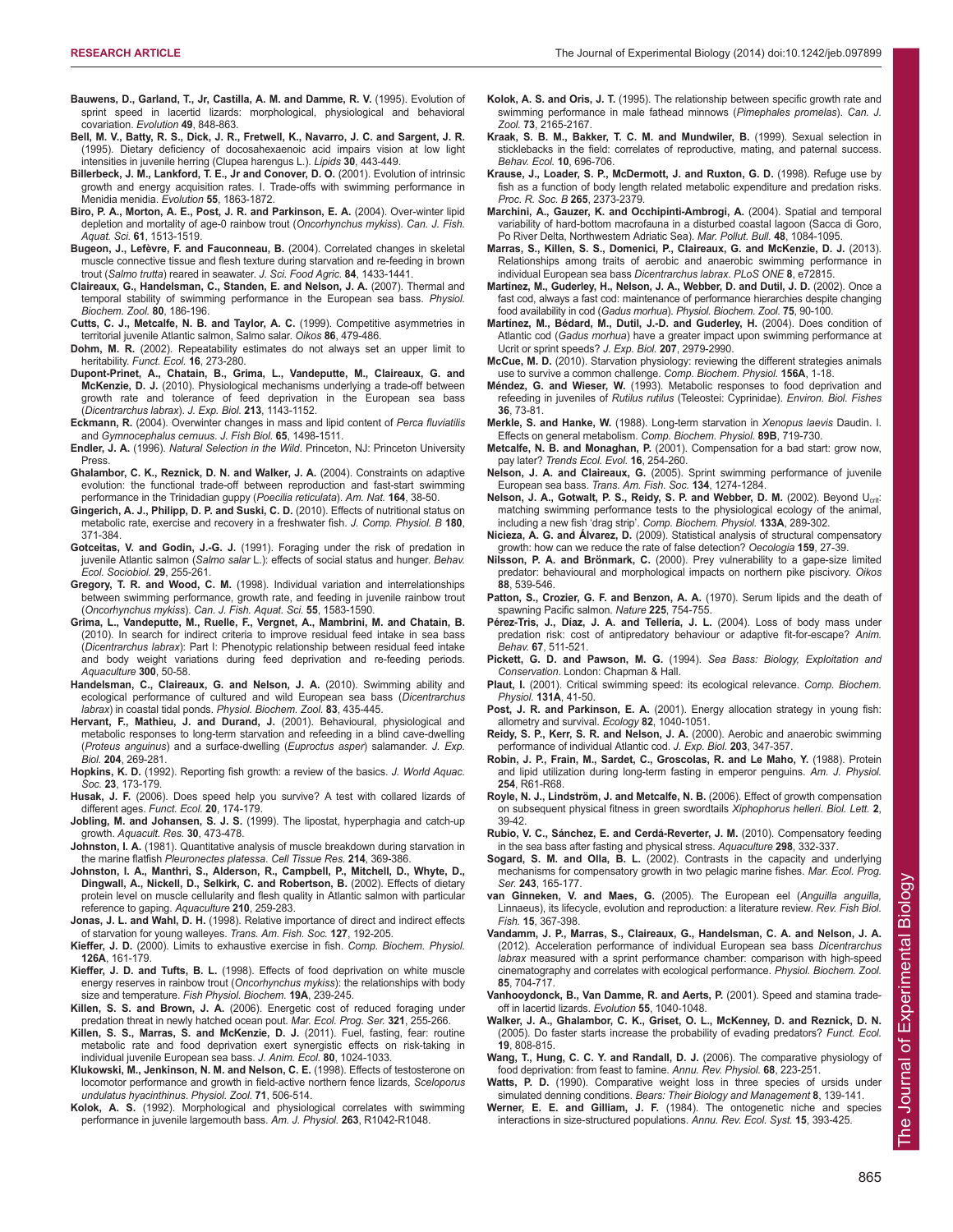**Bauwens, D., Garland, T., Jr, Castilla, A. M. and Damme, R. V.** (1995). Evolution of sprint speed in lacertid lizards: morphological, physiological and behavioral covariation. *Evolution* **49**, 848-863.

**Bell, M. V., Batty, R. S., Dick, J. R., Fretwell, K., Navarro, J. C. and Sargent, J. R.** (1995). Dietary deficiency of docosahexaenoic acid impairs vision at low light intensities in juvenile herring (Clupea harengus L.). *Lipids* **30**, 443-449.

**Billerbeck, J. M., Lankford, T. E., Jr and Conover, D. O.** (2001). Evolution of intrinsic growth and energy acquisition rates. I. Trade-offs with swimming performance in Menidia menidia. *Evolution* **55**, 1863-1872.

**Biro, P. A., Morton, A. E., Post, J. R. and Parkinson, E. A.** (2004). Over-winter lipid depletion and mortality of age-0 rainbow trout (*Oncorhynchus mykiss*). *Can. J. Fish. Aquat. Sci.* **61**, 1513-1519.

**Bugeon, J., Lefèvre, F. and Fauconneau, B.** (2004). Correlated changes in skeletal muscle connective tissue and flesh texture during starvation and re-feeding in brown trout (*Salmo trutta*) reared in seawater. *J. Sci. Food Agric.* **84**, 1433-1441.

**Claireaux, G., Handelsman, C., Standen, E. and Nelson, J. A.** (2007). Thermal and temporal stability of swimming performance in the European sea bass. *Physiol. Biochem. Zool.* **80**, 186-196.

**Cutts, C. J., Metcalfe, N. B. and Taylor, A. C.** (1999). Competitive asymmetries in territorial juvenile Atlantic salmon, Salmo salar. *Oikos* **86**, 479-486.

**Dohm, M. R.** (2002). Repeatability estimates do not always set an upper limit to heritability. *Funct. Ecol.* **16**, 273-280.

**Dupont-Prinet, A., Chatain, B., Grima, L., Vandeputte, M., Claireaux, G. and McKenzie, D. J.** (2010). Physiological mechanisms underlying a trade-off between growth rate and tolerance of feed deprivation in the European sea bass (*Dicentrarchus labrax*). *J. Exp. Biol.* **213**, 1143-1152.

**Eckmann, R.** (2004). Overwinter changes in mass and lipid content of *Perca fluviatilis* and *Gymnocephalus cernuus*. *J. Fish Biol.* **65**, 1498-1511.

**Endler, J. A.** (1996). *Natural Selection in the Wild*. Princeton, NJ: Princeton University Press.

**Ghalambor, C. K., Reznick, D. N. and Walker, J. A.** (2004). Constraints on adaptive evolution: the functional trade-off between reproduction and fast-start swimming performance in the Trinidadian guppy (*Poecilia reticulata*). *Am. Nat.* **164**, 38-50.

**Gingerich, A. J., Philipp, D. P. and Suski, C. D.** (2010). Effects of nutritional status on metabolic rate, exercise and recovery in a freshwater fish. *J. Comp. Physiol. B* **180**, 371-384.

**Gotceitas, V. and Godin, J.-G. J.** (1991). Foraging under the risk of predation in juvenile Atlantic salmon (*Salmo salar* L.): effects of social status and hunger. *Behav. Ecol. Sociobiol.* **29**, 255-261.

**Gregory, T. R. and Wood, C. M.** (1998). Individual variation and interrelationships between swimming performance, growth rate, and feeding in juvenile rainbow trout (*Oncorhynchus mykiss*). *Can. J. Fish. Aquat. Sci.* **55**, 1583-1590.

**Grima, L., Vandeputte, M., Ruelle, F., Vergnet, A., Mambrini, M. and Chatain, B.** (2010). In search for indirect criteria to improve residual feed intake in sea bass (*Dicentrarchus labrax*): Part I: Phenotypic relationship between residual feed intake and body weight variations during feed deprivation and re-feeding periods. *Aquaculture* **300**, 50-58.

**Handelsman, C., Claireaux, G. and Nelson, J. A.** (2010). Swimming ability and ecological performance of cultured and wild European sea bass (*Dicentrarchus labrax*) in coastal tidal ponds. *Physiol. Biochem. Zool.* **83**, 435-445.

**Hervant, F., Mathieu, J. and Durand, J.** (2001). Behavioural, physiological and metabolic responses to long-term starvation and refeeding in a blind cave-dwelling (*Proteus anguinus*) and a surface-dwelling (*Euproctus asper*) salamander. *J. Exp. Biol.* **204**, 269-281.

**Hopkins, K. D.** (1992). Reporting fish growth: a review of the basics. *J. World Aquac. Soc.* **23**, 173-179.

**Husak, J. F.** (2006). Does speed help you survive? A test with collared lizards of different ages. *Funct. Ecol.* **20**, 174-179.

**Jobling, M. and Johansen, S. J. S.** (1999). The lipostat, hyperphagia and catch-up growth. *Aquacult. Res.* **30**, 473-478.

**Johnston, I. A.** (1981). Quantitative analysis of muscle breakdown during starvation in the marine flatfish *Pleuronectes platessa*. *Cell Tissue Res.* **214**, 369-386.

**Johnston, I. A., Manthri, S., Alderson, R., Campbell, P., Mitchell, D., Whyte, D., Dingwall, A., Nickell, D., Selkirk, C. and Robertson, B.** (2002). Effects of dietary protein level on muscle cellularity and flesh quality in Atlantic salmon with particular reference to gaping. *Aquaculture* **210**, 259-283.

**Jonas, J. L. and Wahl, D. H.** (1998). Relative importance of direct and indirect effects of starvation for young walleyes. *Trans. Am. Fish. Soc.* **127**, 192-205.

**Kieffer, J. D.** (2000). Limits to exhaustive exercise in fish. *Comp. Biochem. Physiol.* **126A**, 161-179.

**Kieffer, J. D. and Tufts, B. L.** (1998). Effects of food deprivation on white muscle energy reserves in rainbow trout (*Oncorhynchus mykiss*): the relationships with body size and temperature. *Fish Physiol. Biochem.* **19A**, 239-245.

**Killen, S. S. and Brown, J. A.** (2006). Energetic cost of reduced foraging under predation threat in newly hatched ocean pout. *Mar. Ecol. Prog. Ser.* **321**, 255-266.

**Killen, S. S., Marras, S. and McKenzie, D. J.** (2011). Fuel, fasting, fear: routine metabolic rate and food deprivation exert synergistic effects on risk-taking in individual juvenile European sea bass. *J. Anim. Ecol.* **80**, 1024-1033.

**Klukowski, M., Jenkinson, N. M. and Nelson, C. E.** (1998). Effects of testosterone on locomotor performance and growth in field-active northern fence lizards, *Sceloporus undulatus hyacinthinus*. *Physiol. Zool.* **71**, 506-514.

**Kolok, A. S.** (1992). Morphological and physiological correlates with swimming performance in juvenile largemouth bass. *Am. J. Physiol.* **263**, R1042-R1048.

**Kolok, A. S. and Oris, J. T.** (1995). The relationship between specific growth rate and swimming performance in male fathead minnows (*Pimephales promelas*). *Can. J. Zool.* **73**, 2165-2167.

**Kraak, S. B. M., Bakker, T. C. M. and Mundwiler, B.** (1999). Sexual selection in sticklebacks in the field: correlates of reproductive, mating, and paternal success. *Behav. Ecol.* **10**, 696-706.

**Krause, J., Loader, S. P., McDermott, J. and Ruxton, G. D.** (1998). Refuge use by fish as a function of body length related metabolic expenditure and predation risks. *Proc. R. Soc. B* **265**, 2373-2379.

**Marchini, A., Gauzer, K. and Occhipinti-Ambrogi, A.** (2004). Spatial and temporal variability of hard-bottom macrofauna in a disturbed coastal lagoon (Sacca di Goro, Po River Delta, Northwestern Adriatic Sea). *Mar. Pollut. Bull.* **48**, 1084-1095.

**Marras, S., Killen, S. S., Domenici, P., Claireaux, G. and McKenzie, D. J.** (2013). Relationships among traits of aerobic and anaerobic swimming performance in individual European sea bass *Dicentrarchus labrax*. *PLoS ONE* **8**, e72815.

**Martínez, M., Guderley, H., Nelson, J. A., Webber, D. and Dutil, J. D.** (2002). Once a fast cod, always a fast cod: maintenance of performance hierarchies despite changing food availability in cod (*Gadus morhua*). *Physiol. Biochem. Zool.* **75**, 90-100.

**Martínez, M., Bédard, M., Dutil, J.-D. and Guderley, H.** (2004). Does condition of Atlantic cod (*Gadus morhua*) have a greater impact upon swimming performance at Ucrit or sprint speeds? *J. Exp. Biol.* **207**, 2979-2990.

**McCue, M. D.** (2010). Starvation physiology: reviewing the different strategies animals use to survive a common challenge. *Comp. Biochem. Physiol.* **156A**, 1-18.

**Méndez, G. and Wieser, W.** (1993). Metabolic responses to food deprivation and refeeding in juveniles of *Rutilus rutilus* (Teleostei: Cyprinidae). *Environ. Biol. Fishes* **36**, 73-81.

**Merkle, S. and Hanke, W.** (1988). Long-term starvation in *Xenopus laevis* Daudin. I. Effects on general metabolism. *Comp. Biochem. Physiol.* **89B**, 719-730.

**Metcalfe, N. B. and Monaghan, P.** (2001). Compensation for a bad start: grow now, pay later? *Trends Ecol. Evol.* **16**, 254-260.

**Nelson, J. A. and Claireaux, G.** (2005). Sprint swimming performance of juvenile European sea bass. *Trans. Am. Fish. Soc.* **134**, 1274-1284.

**Nelson, J. A., Gotwalt, P. S., Reidy, S. P. and Webber, D. M.** (2002). Beyond $U_{crit}$: matching swimming performance tests to the physiological ecology of the animal, including a new fish 'drag strip'. *Comp. Biochem. Physiol.* **133A**, 289-302.

**Nicieza, A. G. and Álvarez, D.** (2009). Statistical analysis of structural compensatory growth: how can we reduce the rate of false detection? *Oecologia* **159**, 27-39.

**Nilsson, P. A. and Brönmark, C.** (2000). Prey vulnerability to a gape-size limited predator: behavioural and morphological impacts on northern pike piscivory. *Oikos* **88**, 539-546.

**Patton, S., Crozier, G. F. and Benzon, A. A.** (1970). Serum lipids and the death of spawning Pacific salmon. *Nature* **225**, 754-755.

**Pérez-Tris, J., Díaz, J. A. and Tellería, J. L.** (2004). Loss of body mass under predation risk: cost of antipredatory behaviour or adaptive fit-for-escape? *Anim. Behav.* **67**, 511-521.

**Pickett, G. D. and Pawson, M. G.** (1994). *Sea Bass: Biology, Exploitation and Conservation*. London: Chapman & Hall.

**Plaut, I.** (2001). Critical swimming speed: its ecological relevance. *Comp. Biochem. Physiol.* **131A**, 41-50.

**Post, J. R. and Parkinson, E. A.** (2001). Energy allocation strategy in young fish: allometry and survival. *Ecology* **82**, 1040-1051.

**Reidy, S. P., Kerr, S. R. and Nelson, J. A.** (2000). Aerobic and anaerobic swimming performance of individual Atlantic cod. *J. Exp. Biol.* **203**, 347-357.

**Robin, J. P., Frain, M., Sardet, C., Groscolas, R. and Le Maho, Y.** (1988). Protein and lipid utilization during long-term fasting in emperor penguins. *Am. J. Physiol.* **254**, R61-R68.

**Royle, N. J., Lindström, J. and Metcalfe, N. B.** (2006). Effect of growth compensation on subsequent physical fitness in green swordtails *Xiphophorus helleri*. *Biol. Lett.* **2**, 39-42.

**Rubio, V. C., Sánchez, E. and Cerdá-Reverter, J. M.** (2010). Compensatory feeding in the sea bass after fasting and physical stress. *Aquaculture* **298**, 332-337.

**Sogard, S. M. and Olla, B. L.** (2002). Contrasts in the capacity and underlying mechanisms for compensatory growth in two pelagic marine fishes. *Mar. Ecol. Prog. Ser.* **243**, 165-177.

**van Ginneken, V. and Maes, G.** (2005). The European eel (*Anguilla anguilla*, Linnaeus), its lifecycle, evolution and reproduction: a literature review. *Rev. Fish Biol. Fish.* **15**, 367-398.

**Vandamm, J. P., Marras, S., Claireaux, G., Handelsman, C. A. and Nelson, J. A.** (2012). Acceleration performance of individual European sea bass *Dicentrarchus labrax* measured with a sprint performance chamber: comparison with high-speed cinematography and correlates with ecological performance. *Physiol. Biochem. Zool.* **85**, 704-717.

**Vanhooydonck, B., Van Damme, R. and Aerts, P.** (2001). Speed and stamina trade-off in lacertid lizards. *Evolution* **55**, 1040-1048.

**Walker, J. A., Ghalambor, C. K., Griset, O. L., McKenney, D. and Reznick, D. N.** (2005). Do faster starts increase the probability of evading predators? *Funct. Ecol.* **19**, 808-815.

**Wang, T., Hung, C. C. Y. and Randall, D. J.** (2006). The comparative physiology of food deprivation: from feast to famine. *Annu. Rev. Physiol.* **68**, 223-251.

**Watts, P. D.** (1990). Comparative weight loss in three species of ursids under simulated denning conditions. *Bears: Their Biology and Management* **8**, 139-141.

**Werner, E. E. and Gilliam, J. F.** (1984). The ontogenetic niche and species interactions in size-structured populations. *Annu. Rev. Ecol. Syst.* **15**, 393-425.